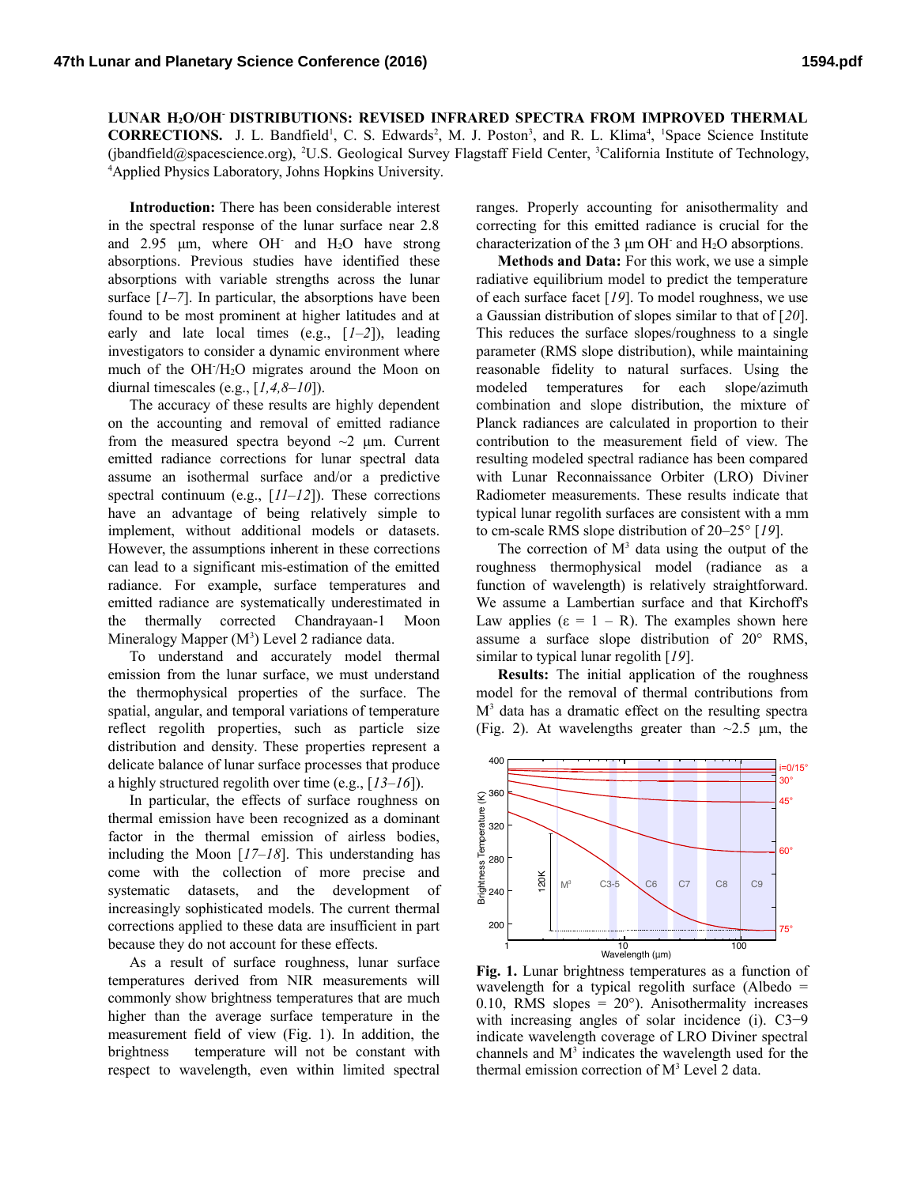# LUNAR $H_2O/OH^-$ DISTRIBUTIONS: REVISED INFRARED SPECTRA FROM IMPROVED THERMAL CORRECTIONS.

J. L. Bandfield[1], C. S. Edwards[2], M. J. Poston[3], and R. L. Klima[4], [1]Space Science Institute (jbandfield@spacescience.org), [2]U.S. Geological Survey Flagstaff Field Center, [3]California Institute of Technology, [4]Applied Physics Laboratory, Johns Hopkins University.

**Introduction:** There has been considerable interest in the spectral response of the lunar surface near 2.8 and 2.95 µm, where $OH^-$ and $H_2O$ have strong absorptions. Previous studies have identified these absorptions with variable strengths across the lunar surface [*1–7*]. In particular, the absorptions have been found to be most prominent at higher latitudes and at early and late local times (e.g., [*1–2*]), leading investigators to consider a dynamic environment where much of the $OH^-/H_2O$ migrates around the Moon on diurnal timescales (e.g., [*1,4,8–10*]).

The accuracy of these results are highly dependent on the accounting and removal of emitted radiance from the measured spectra beyond ~2 µm. Current emitted radiance corrections for lunar spectral data assume an isothermal surface and/or a predictive spectral continuum (e.g., [*11–12*]). These corrections have an advantage of being relatively simple to implement, without additional models or datasets. However, the assumptions inherent in these corrections can lead to a significant mis-estimation of the emitted radiance. For example, surface temperatures and emitted radiance are systematically underestimated in the thermally corrected Chandrayaan-1 Moon Mineralogy Mapper ($M^3$) Level 2 radiance data.

To understand and accurately model thermal emission from the lunar surface, we must understand the thermophysical properties of the surface. The spatial, angular, and temporal variations of temperature reflect regolith properties, such as particle size distribution and density. These properties represent a delicate balance of lunar surface processes that produce a highly structured regolith over time (e.g., [*13–16*]).

In particular, the effects of surface roughness on thermal emission have been recognized as a dominant factor in the thermal emission of airless bodies, including the Moon [*17–18*]. This understanding has come with the collection of more precise and systematic datasets, and the development of increasingly sophisticated models. The current thermal corrections applied to these data are insufficient in part because they do not account for these effects.

As a result of surface roughness, lunar surface temperatures derived from NIR measurements will commonly show brightness temperatures that are much higher than the average surface temperature in the measurement field of view (Fig. 1). In addition, the brightness temperature will not be constant with respect to wavelength, even within limited spectral ranges. Properly accounting for anisothermality and correcting for this emitted radiance is crucial for the characterization of the 3 µm $OH^-$ and $H_2O$ absorptions.

**Methods and Data:** For this work, we use a simple radiative equilibrium model to predict the temperature of each surface facet [*19*]. To model roughness, we use a Gaussian distribution of slopes similar to that of [*20*]. This reduces the surface slopes/roughness to a single parameter (RMS slope distribution), while maintaining reasonable fidelity to natural surfaces. Using the modeled temperatures for each slope/azimuth combination and slope distribution, the mixture of Planck radiances are calculated in proportion to their contribution to the measurement field of view. The resulting modeled spectral radiance has been compared with Lunar Reconnaissance Orbiter (LRO) Diviner Radiometer measurements. These results indicate that typical lunar regolith surfaces are consistent with a mm to cm-scale RMS slope distribution of 20–25° [*19*].

The correction of $M^3$ data using the output of the roughness thermophysical model (radiance as a function of wavelength) is relatively straightforward. We assume a Lambertian surface and that Kirchoff's Law applies ($\varepsilon = 1 - R$). The examples shown here assume a surface slope distribution of 20° RMS, similar to typical lunar regolith [*19*].

**Results:** The initial application of the roughness model for the removal of thermal contributions from $M^3$ data has a dramatic effect on the resulting spectra (Fig. 2). At wavelengths greater than ~2.5 µm, the

**Fig. 1.** Lunar brightness temperatures as a function of wavelength for a typical regolith surface (Albedo = 0.10, RMS slopes = 20°). Anisothermality increases with increasing angles of solar incidence (i). C3−9 indicate wavelength coverage of LRO Diviner spectral channels and $M^3$ indicates the wavelength used for the thermal emission correction of $M^3$ Level 2 data.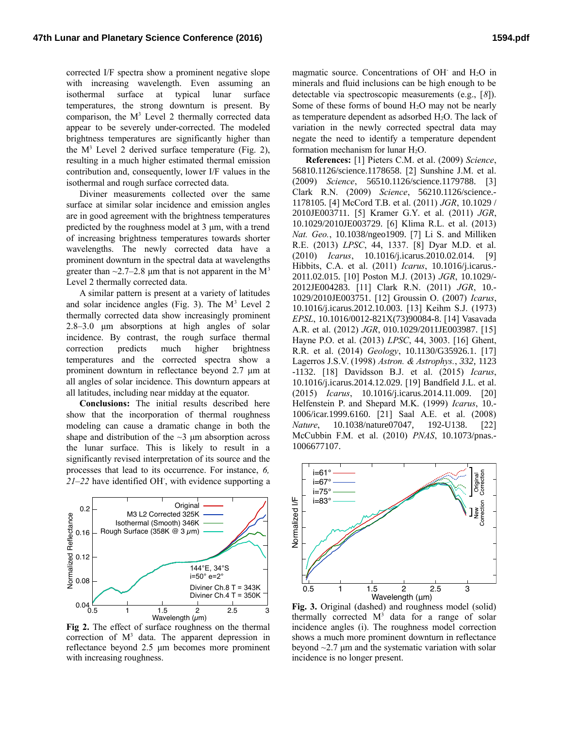corrected I/F spectra show a prominent negative slope with increasing wavelength. Even assuming an isothermal surface at typical lunar surface temperatures, the strong downturn is present. By comparison, the $M^3$ Level 2 thermally corrected data appear to be severely under-corrected. The modeled brightness temperatures are significantly higher than the $M^3$ Level 2 derived surface temperature (Fig. 2), resulting in a much higher estimated thermal emission contribution and, consequently, lower I/F values in the isothermal and rough surface corrected data.

Diviner measurements collected over the same surface at similar solar incidence and emission angles are in good agreement with the brightness temperatures predicted by the roughness model at 3 µm, with a trend of increasing brightness temperatures towards shorter wavelengths. The newly corrected data have a prominent downturn in the spectral data at wavelengths greater than ~2.7–2.8 µm that is not apparent in the $M^3$ Level 2 thermally corrected data.

A similar pattern is present at a variety of latitudes and solar incidence angles (Fig. 3). The $M^3$ Level 2 thermally corrected data show increasingly prominent 2.8–3.0 µm absorptions at high angles of solar incidence. By contrast, the rough surface thermal correction predicts much higher brightness temperatures and the corrected spectra show a prominent downturn in reflectance beyond 2.7 µm at all angles of solar incidence. This downturn appears at all latitudes, including near midday at the equator.

**Conclusions:** The initial results described here show that the incorporation of thermal roughness modeling can cause a dramatic change in both the shape and distribution of the ~3 µm absorption across the lunar surface. This is likely to result in a significantly revised interpretation of its source and the processes that lead to its occurrence. For instance, *6, 21–22* have identified $OH^-$, with evidence supporting a magmatic source. Concentrations of $OH^-$ and $H_2O$ in minerals and fluid inclusions can be high enough to be detectable via spectroscopic measurements (e.g., [*8*]). Some of these forms of bound $H_2O$ may not be nearly as temperature dependent as adsorbed $H_2O$. The lack of variation in the newly corrected spectral data may negate the need to identify a temperature dependent formation mechanism for lunar $H_2O$.

Original
M3 L2 Corrected 325K
Isothermal (Smooth) 346K
Rough Surface (358K @ 3 µm)
144°E, 34°S
i=50° e=2°
Diviner Ch.8 T = 343K
Diviner Ch.4 T = 350K
Normalized Reflectance
Wavelength (µm)

**Fig 2.** The effect of surface roughness on the thermal correction of $M^3$ data. The apparent depression in reflectance beyond 2.5 µm becomes more prominent with increasing roughness.

**References:** [1] Pieters C.M. et al. (2009) *Science*, 56810.1126/science.1178658. [2] Sunshine J.M. et al. (2009) *Science*, 56510.1126/science.1179788. [3] Clark R.N. (2009) *Science*, 56210.1126/science.-1178105. [4] McCord T.B. et al. (2011) *JGR*, 10.1029 / 2010JE003711. [5] Kramer G.Y. et al. (2011) *JGR*, 10.1029/2010JE003729. [6] Klima R.L. et al. (2013) *Nat. Geo.*, 10.1038/ngeo1909. [7] Li S. and Milliken R.E. (2013) *LPSC*, 44, 1337. [8] Dyar M.D. et al. (2010) *Icarus*, 10.1016/j.icarus.2010.02.014. [9] Hibbits, C.A. et al. (2011) *Icarus*, 10.1016/j.icarus.-2011.02.015. [10] Poston M.J. (2013) *JGR*, 10.1029/-2012JE004283. [11] Clark R.N. (2011) *JGR*, 10.-1029/2010JE003751. [12] Groussin O. (2007) *Icarus*, 10.1016/j.icarus.2012.10.003. [13] Keihm S.J. (1973) *EPSL*, 10.1016/0012-821X(73)90084-8. [14] Vasavada A.R. et al. (2012) *JGR*, 010.1029/2011JE003987. [15] Hayne P.O. et al. (2013) *LPSC*, 44, 3003. [16] Ghent, R.R. et al. (2014) *Geology*, 10.1130/G35926.1. [17] Lagerros J.S.V. (1998) *Astron. & Astrophys.*, *332*, 1123 -1132. [18] Davidsson B.J. et al. (2015) *Icarus*, 10.1016/j.icarus.2014.12.029. [19] Bandfield J.L. et al. (2015) *Icarus*, 10.1016/j.icarus.2014.11.009. [20] Helfenstein P. and Shepard M.K. (1999) *Icarus*, 10.-1006/icar.1999.6160. [21] Saal A.E. et al. (2008) *Nature*, 10.1038/nature07047, 192-U138. [22] McCubbin F.M. et al. (2010) *PNAS*, 10.1073/pnas.-1006677107.

i=61°
i=67°
i=75°
i=83°
Original Correction
New Correction
Normalized I/F
Wavelength (µm)

**Fig. 3.** Original (dashed) and roughness model (solid) thermally corrected $M^3$ data for a range of solar incidence angles (i). The roughness model correction shows a much more prominent downturn in reflectance beyond ~2.7 µm and the systematic variation with solar incidence is no longer present.